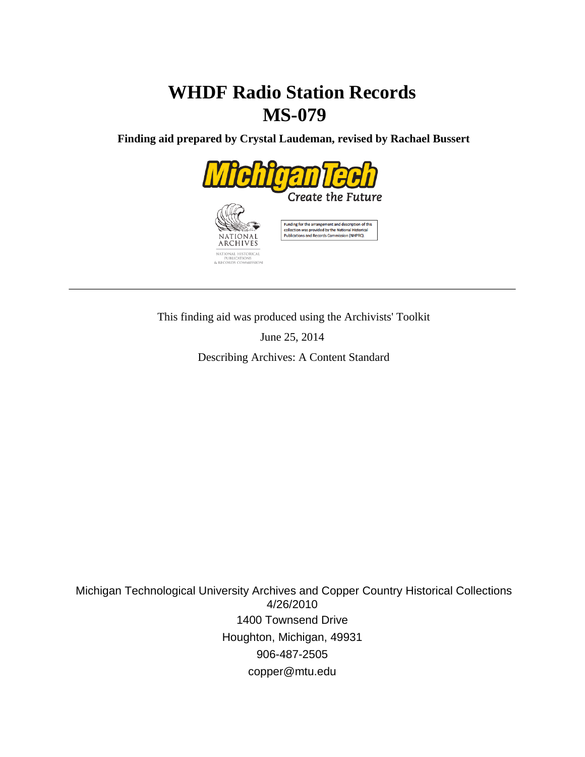# WHDF Radio Station Records
# MS-079

**Finding aid prepared by Crystal Laudeman, revised by Rachael Bussert**

Funding for the arrangement and description of this collection was provided by the National Historical Publications and Records Commission (NHPRC).

---

This finding aid was produced using the Archivists' Toolkit

June 25, 2014

Describing Archives: A Content Standard

Michigan Technological University Archives and Copper Country Historical Collections
4/26/2010
1400 Townsend Drive
Houghton, Michigan, 49931
906-487-2505
copper@mtu.edu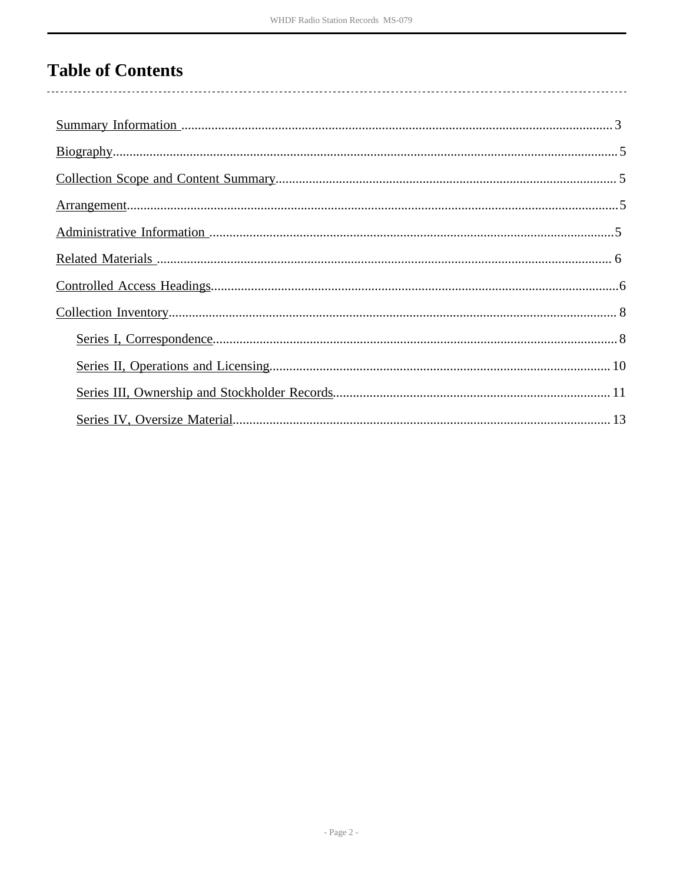# Table of Contents

- Summary Information ........ 3
- Biography ........ 5
- Collection Scope and Content Summary ........ 5
- Arrangement ........ 5
- Administrative Information ........ 5
- Related Materials ........ 6
- Controlled Access Headings ........ 6
- Collection Inventory ........ 8
  - Series I, Correspondence ........ 8
  - Series II, Operations and Licensing ........ 10
  - Series III, Ownership and Stockholder Records ........ 11
  - Series IV, Oversize Material ........ 13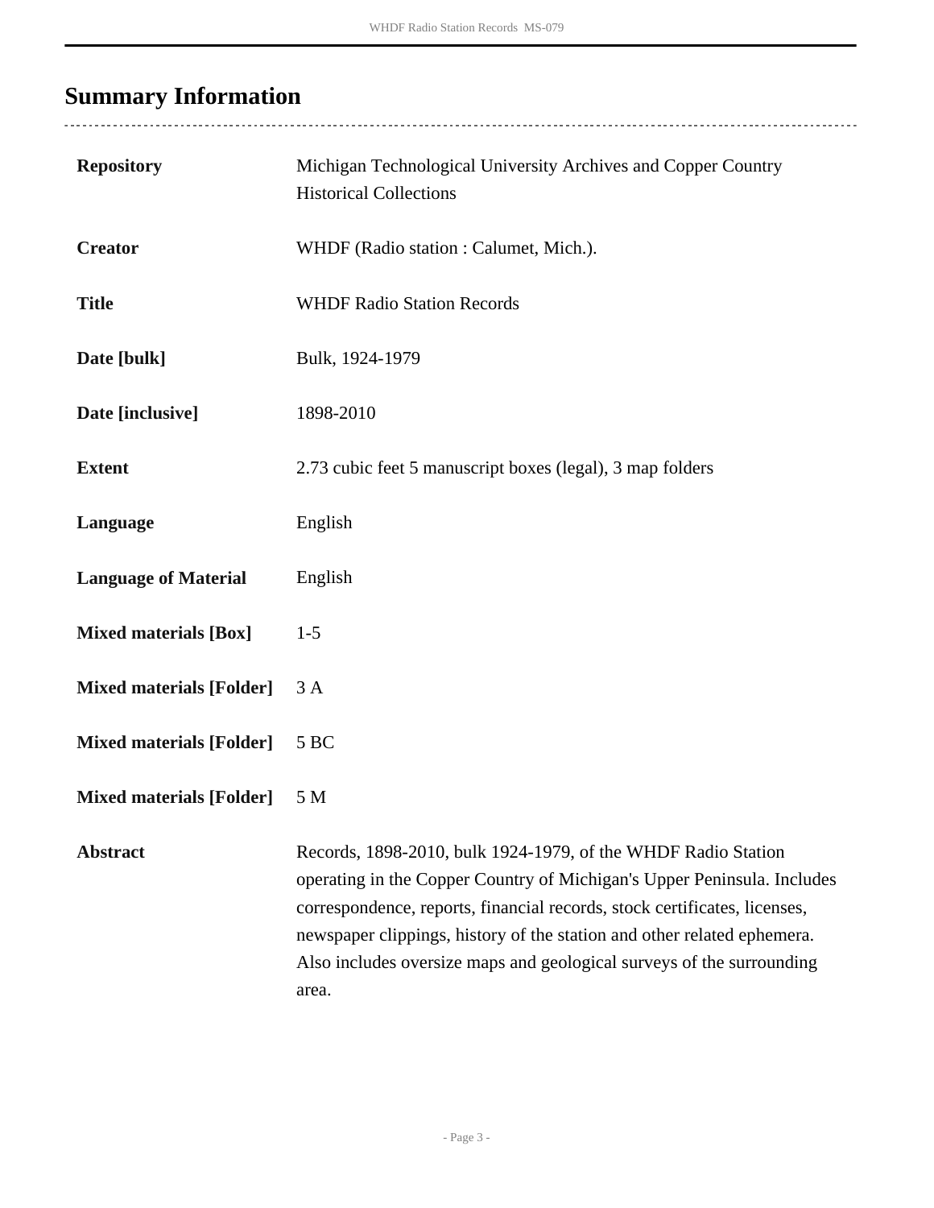## Summary Information

| | |
|---|---|
| **Repository** | Michigan Technological University Archives and Copper Country Historical Collections |
| **Creator** | WHDF (Radio station : Calumet, Mich.). |
| **Title** | WHDF Radio Station Records |
| **Date [bulk]** | Bulk, 1924-1979 |
| **Date [inclusive]** | 1898-2010 |
| **Extent** | 2.73 cubic feet 5 manuscript boxes (legal), 3 map folders |
| **Language** | English |
| **Language of Material** | English |
| **Mixed materials [Box]** | 1-5 |
| **Mixed materials [Folder]** | 3 A |
| **Mixed materials [Folder]** | 5 BC |
| **Mixed materials [Folder]** | 5 M |
| **Abstract** | Records, 1898-2010, bulk 1924-1979, of the WHDF Radio Station operating in the Copper Country of Michigan's Upper Peninsula. Includes correspondence, reports, financial records, stock certificates, licenses, newspaper clippings, history of the station and other related ephemera. Also includes oversize maps and geological surveys of the surrounding area. |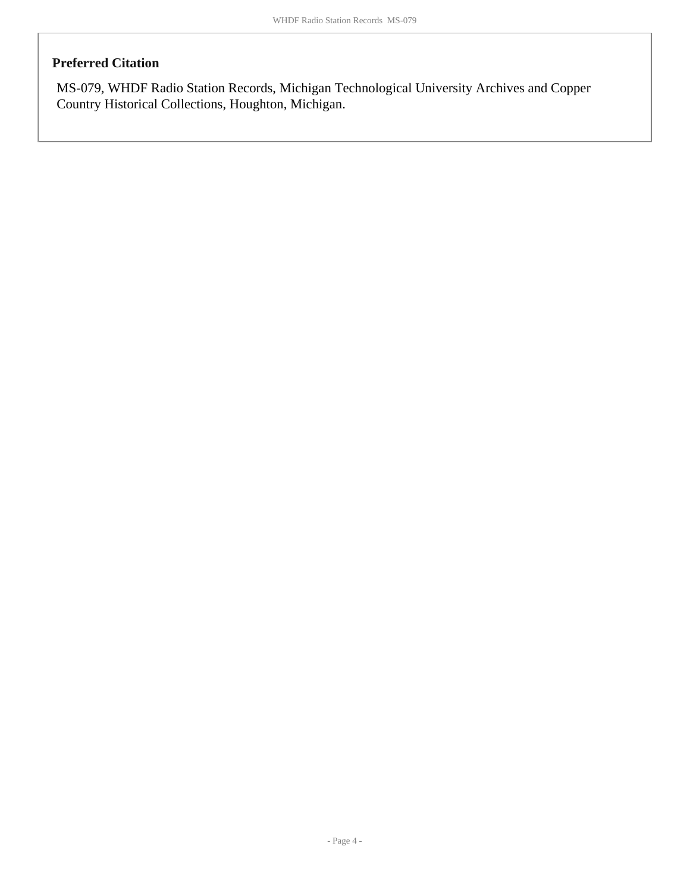### Preferred Citation

MS-079, WHDF Radio Station Records, Michigan Technological University Archives and Copper Country Historical Collections, Houghton, Michigan.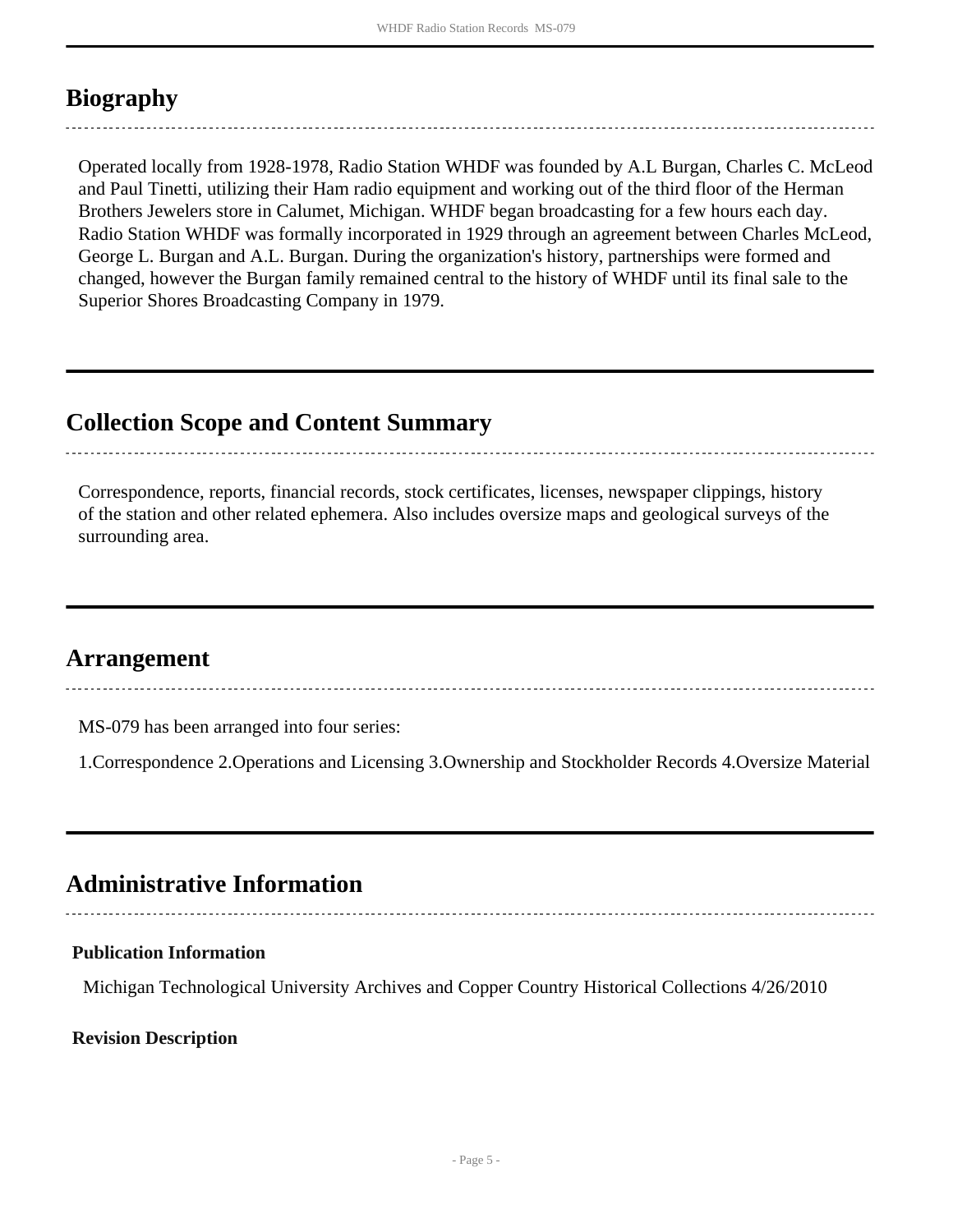## Biography

Operated locally from 1928-1978, Radio Station WHDF was founded by A.L Burgan, Charles C. McLeod and Paul Tinetti, utilizing their Ham radio equipment and working out of the third floor of the Herman Brothers Jewelers store in Calumet, Michigan. WHDF began broadcasting for a few hours each day. Radio Station WHDF was formally incorporated in 1929 through an agreement between Charles McLeod, George L. Burgan and A.L. Burgan. During the organization's history, partnerships were formed and changed, however the Burgan family remained central to the history of WHDF until its final sale to the Superior Shores Broadcasting Company in 1979.

## Collection Scope and Content Summary

Correspondence, reports, financial records, stock certificates, licenses, newspaper clippings, history of the station and other related ephemera. Also includes oversize maps and geological surveys of the surrounding area.

## Arrangement

MS-079 has been arranged into four series:

1.Correspondence 2.Operations and Licensing 3.Ownership and Stockholder Records 4.Oversize Material

## Administrative Information

### Publication Information

Michigan Technological University Archives and Copper Country Historical Collections 4/26/2010

### Revision Description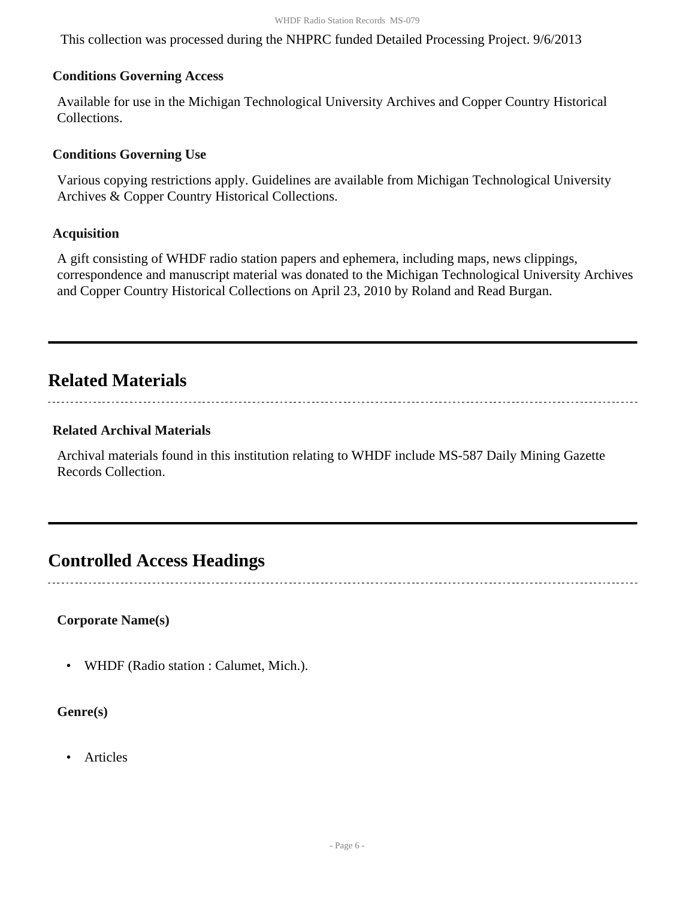This collection was processed during the NHPRC funded Detailed Processing Project. 9/6/2013

### Conditions Governing Access

Available for use in the Michigan Technological University Archives and Copper Country Historical Collections.

### Conditions Governing Use

Various copying restrictions apply. Guidelines are available from Michigan Technological University Archives & Copper Country Historical Collections.

### Acquisition

A gift consisting of WHDF radio station papers and ephemera, including maps, news clippings, correspondence and manuscript material was donated to the Michigan Technological University Archives and Copper Country Historical Collections on April 23, 2010 by Roland and Read Burgan.

## Related Materials

### Related Archival Materials

Archival materials found in this institution relating to WHDF include MS-587 Daily Mining Gazette Records Collection.

## Controlled Access Headings

### Corporate Name(s)

- WHDF (Radio station : Calumet, Mich.).

### Genre(s)

- Articles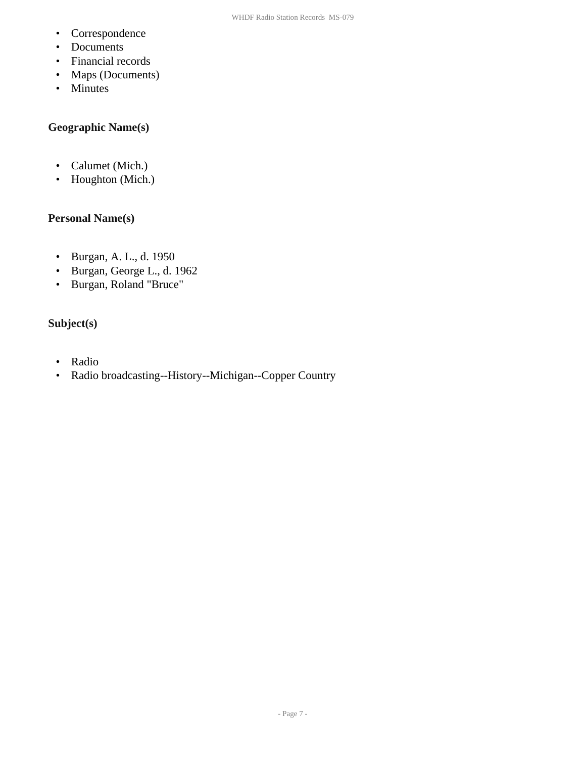- Correspondence
- Documents
- Financial records
- Maps (Documents)
- Minutes

### Geographic Name(s)

- Calumet (Mich.)
- Houghton (Mich.)

### Personal Name(s)

- Burgan, A. L., d. 1950
- Burgan, George L., d. 1962
- Burgan, Roland "Bruce"

### Subject(s)

- Radio
- Radio broadcasting--History--Michigan--Copper Country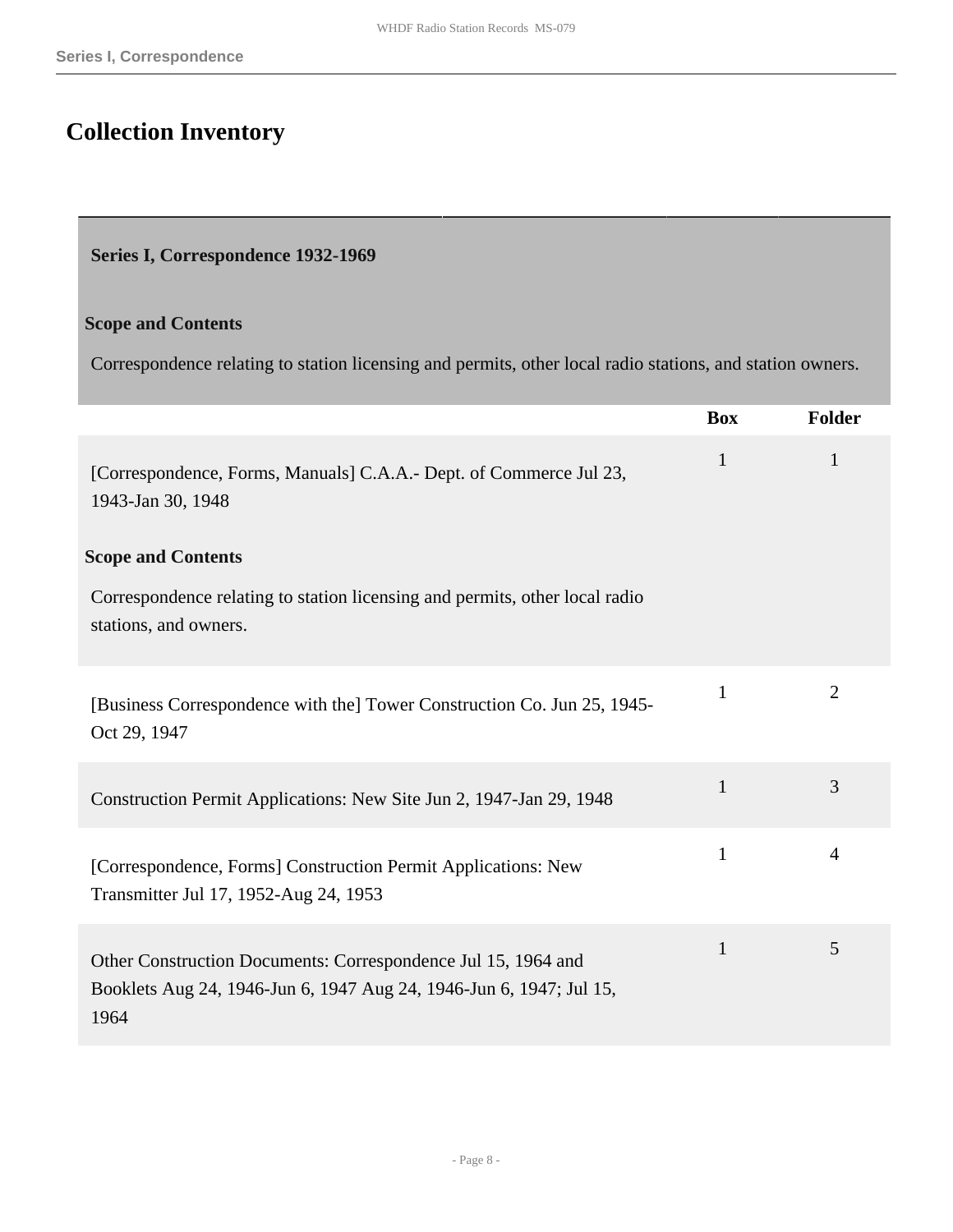## Collection Inventory

### Series I, Correspondence 1932-1969

**Scope and Contents**

Correspondence relating to station licensing and permits, other local radio stations, and station owners.

| | Box | Folder |
|---|---|---|
| [Correspondence, Forms, Manuals] C.A.A.- Dept. of Commerce Jul 23, 1943-Jan 30, 1948<br><br>**Scope and Contents**<br><br>Correspondence relating to station licensing and permits, other local radio stations, and owners. | 1 | 1 |
| [Business Correspondence with the] Tower Construction Co. Jun 25, 1945-Oct 29, 1947 | 1 | 2 |
| Construction Permit Applications: New Site Jun 2, 1947-Jan 29, 1948 | 1 | 3 |
| [Correspondence, Forms] Construction Permit Applications: New Transmitter Jul 17, 1952-Aug 24, 1953 | 1 | 4 |
| Other Construction Documents: Correspondence Jul 15, 1964 and Booklets Aug 24, 1946-Jun 6, 1947 Aug 24, 1946-Jun 6, 1947; Jul 15, 1964 | 1 | 5 |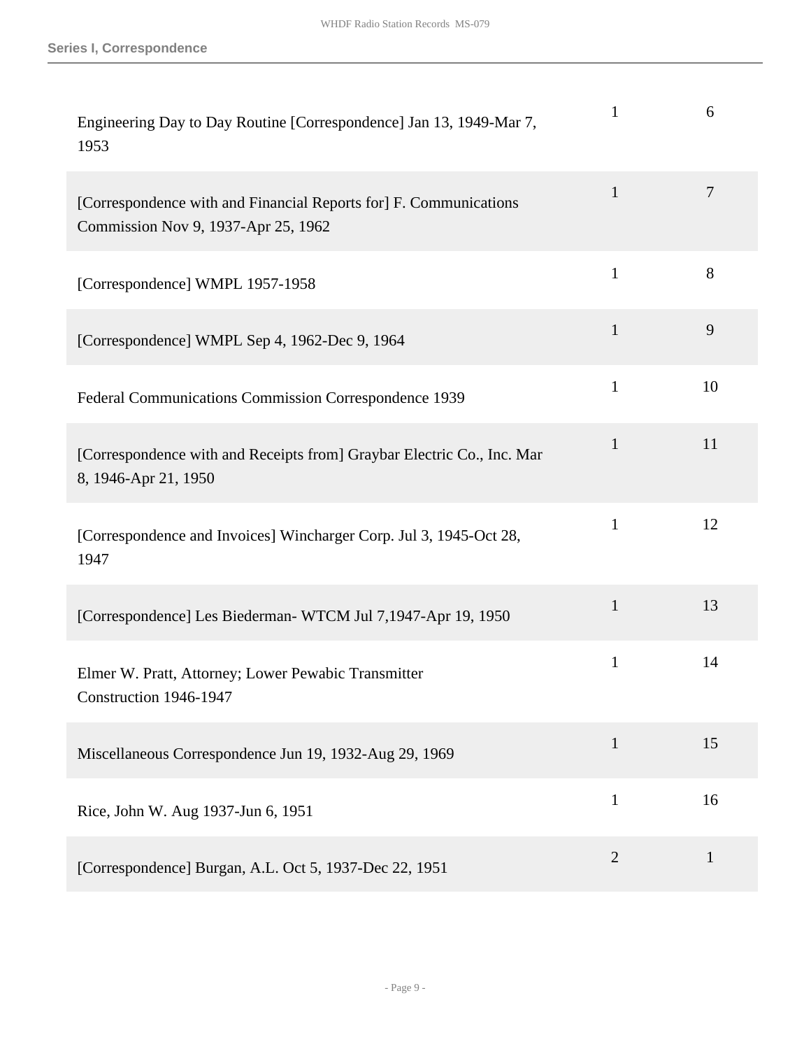| | | |
|---|---|---|
| Engineering Day to Day Routine [Correspondence] Jan 13, 1949-Mar 7, 1953 | 1 | 6 |
| [Correspondence with and Financial Reports for] F. Communications Commission Nov 9, 1937-Apr 25, 1962 | 1 | 7 |
| [Correspondence] WMPL 1957-1958 | 1 | 8 |
| [Correspondence] WMPL Sep 4, 1962-Dec 9, 1964 | 1 | 9 |
| Federal Communications Commission Correspondence 1939 | 1 | 10 |
| [Correspondence with and Receipts from] Graybar Electric Co., Inc. Mar 8, 1946-Apr 21, 1950 | 1 | 11 |
| [Correspondence and Invoices] Wincharger Corp. Jul 3, 1945-Oct 28, 1947 | 1 | 12 |
| [Correspondence] Les Biederman- WTCM Jul 7,1947-Apr 19, 1950 | 1 | 13 |
| Elmer W. Pratt, Attorney; Lower Pewabic Transmitter Construction 1946-1947 | 1 | 14 |
| Miscellaneous Correspondence Jun 19, 1932-Aug 29, 1969 | 1 | 15 |
| Rice, John W. Aug 1937-Jun 6, 1951 | 1 | 16 |
| [Correspondence] Burgan, A.L. Oct 5, 1937-Dec 22, 1951 | 2 | 1 |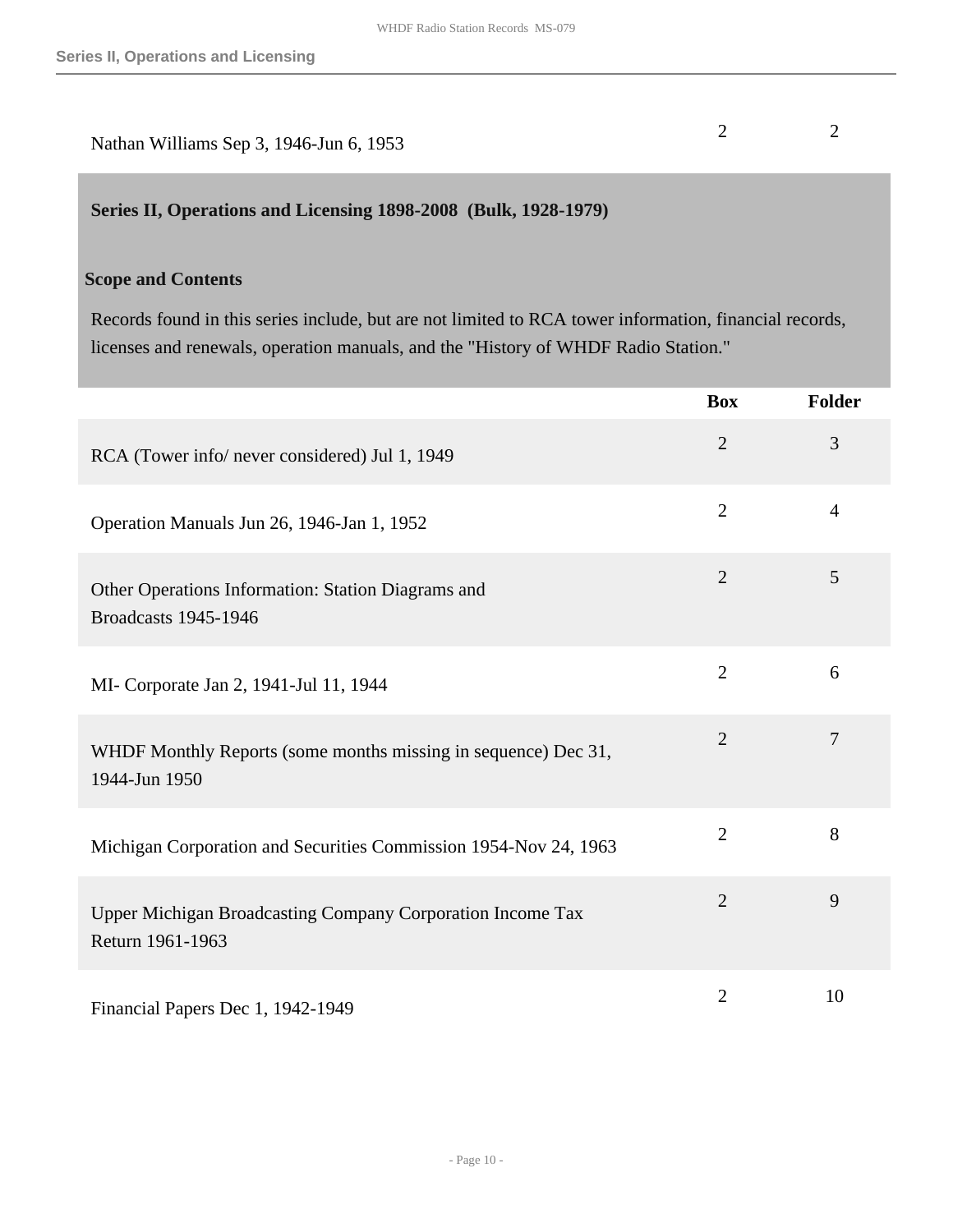| | Box | Folder |
|---|---|---|
| Nathan Williams Sep 3, 1946-Jun 6, 1953 | 2 | 2 |

## Series II, Operations and Licensing 1898-2008 (Bulk, 1928-1979)

### Scope and Contents

Records found in this series include, but are not limited to RCA tower information, financial records, licenses and renewals, operation manuals, and the "History of WHDF Radio Station."

| | Box | Folder |
|---|---|---|
| RCA (Tower info/ never considered) Jul 1, 1949 | 2 | 3 |
| Operation Manuals Jun 26, 1946-Jan 1, 1952 | 2 | 4 |
| Other Operations Information: Station Diagrams and Broadcasts 1945-1946 | 2 | 5 |
| MI- Corporate Jan 2, 1941-Jul 11, 1944 | 2 | 6 |
| WHDF Monthly Reports (some months missing in sequence) Dec 31, 1944-Jun 1950 | 2 | 7 |
| Michigan Corporation and Securities Commission 1954-Nov 24, 1963 | 2 | 8 |
| Upper Michigan Broadcasting Company Corporation Income Tax Return 1961-1963 | 2 | 9 |
| Financial Papers Dec 1, 1942-1949 | 2 | 10 |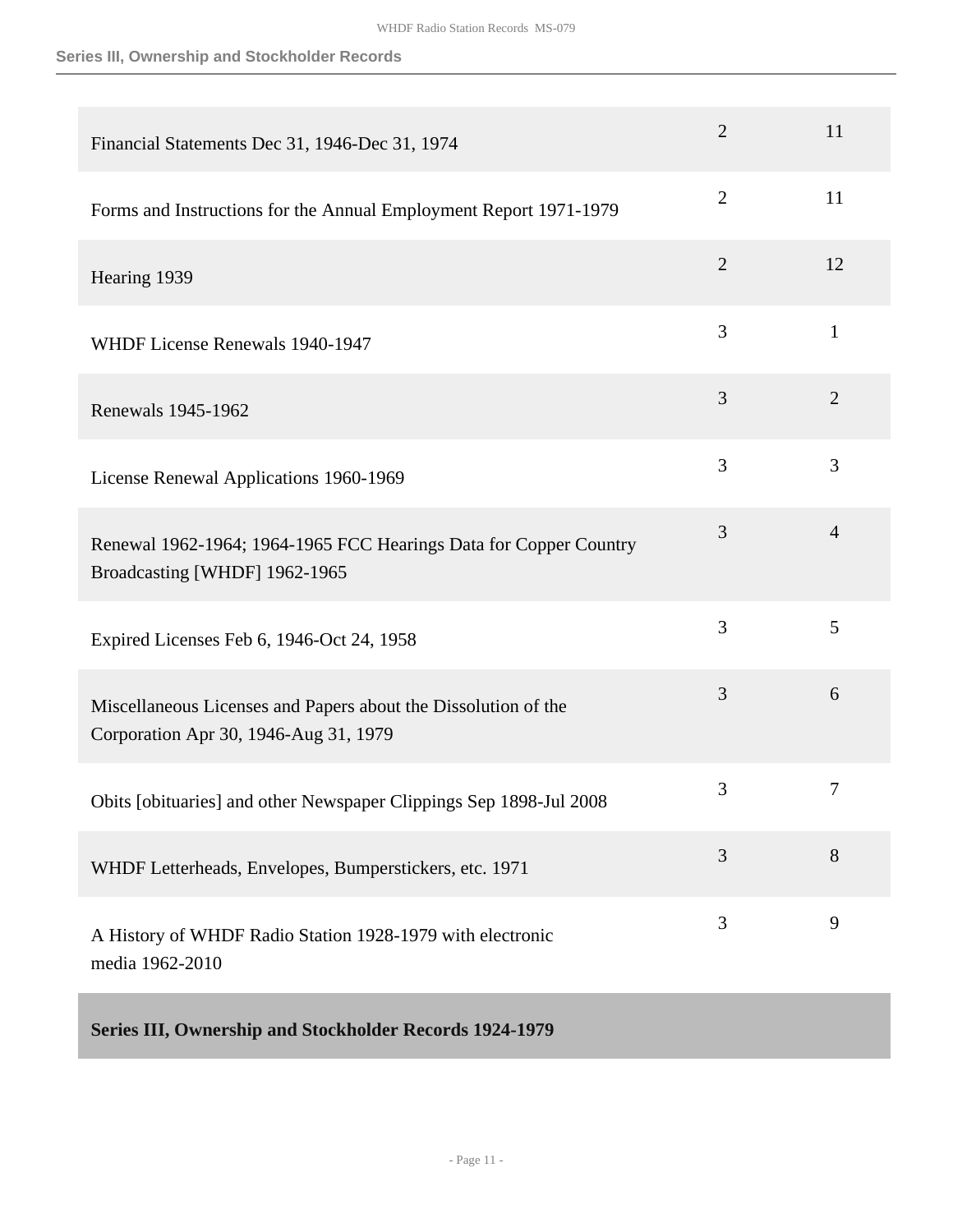| | | |
|---|---|---|
| Financial Statements Dec 31, 1946-Dec 31, 1974 | 2 | 11 |
| Forms and Instructions for the Annual Employment Report 1971-1979 | 2 | 11 |
| Hearing 1939 | 2 | 12 |
| WHDF License Renewals 1940-1947 | 3 | 1 |
| Renewals 1945-1962 | 3 | 2 |
| License Renewal Applications 1960-1969 | 3 | 3 |
| Renewal 1962-1964; 1964-1965 FCC Hearings Data for Copper Country Broadcasting [WHDF] 1962-1965 | 3 | 4 |
| Expired Licenses Feb 6, 1946-Oct 24, 1958 | 3 | 5 |
| Miscellaneous Licenses and Papers about the Dissolution of the Corporation Apr 30, 1946-Aug 31, 1979 | 3 | 6 |
| Obits [obituaries] and other Newspaper Clippings Sep 1898-Jul 2008 | 3 | 7 |
| WHDF Letterheads, Envelopes, Bumperstickers, etc. 1971 | 3 | 8 |
| A History of WHDF Radio Station 1928-1979 with electronic media 1962-2010 | 3 | 9 |

**Series III, Ownership and Stockholder Records 1924-1979**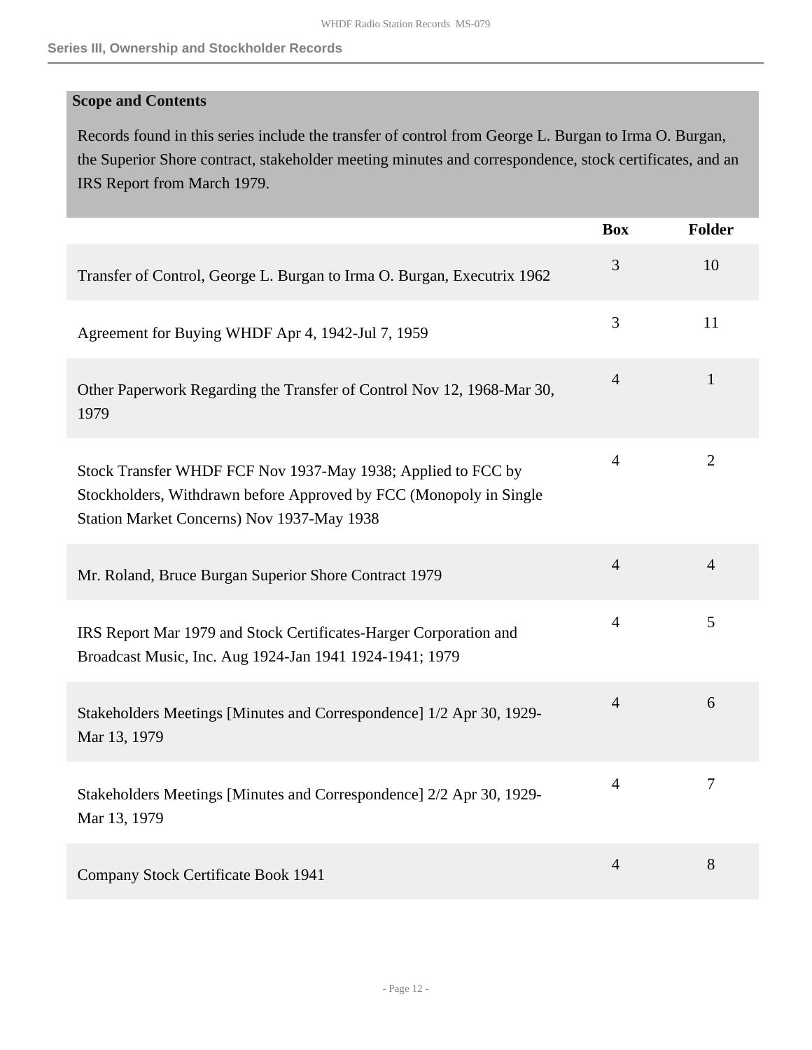### Series III, Ownership and Stockholder Records

**Scope and Contents**

Records found in this series include the transfer of control from George L. Burgan to Irma O. Burgan, the Superior Shore contract, stakeholder meeting minutes and correspondence, stock certificates, and an IRS Report from March 1979.

| | Box | Folder |
|---|---|---|
| Transfer of Control, George L. Burgan to Irma O. Burgan, Executrix 1962 | 3 | 10 |
| Agreement for Buying WHDF Apr 4, 1942-Jul 7, 1959 | 3 | 11 |
| Other Paperwork Regarding the Transfer of Control Nov 12, 1968-Mar 30, 1979 | 4 | 1 |
| Stock Transfer WHDF FCF Nov 1937-May 1938; Applied to FCC by Stockholders, Withdrawn before Approved by FCC (Monopoly in Single Station Market Concerns) Nov 1937-May 1938 | 4 | 2 |
| Mr. Roland, Bruce Burgan Superior Shore Contract 1979 | 4 | 4 |
| IRS Report Mar 1979 and Stock Certificates-Harger Corporation and Broadcast Music, Inc. Aug 1924-Jan 1941 1924-1941; 1979 | 4 | 5 |
| Stakeholders Meetings [Minutes and Correspondence] 1/2 Apr 30, 1929-Mar 13, 1979 | 4 | 6 |
| Stakeholders Meetings [Minutes and Correspondence] 2/2 Apr 30, 1929-Mar 13, 1979 | 4 | 7 |
| Company Stock Certificate Book 1941 | 4 | 8 |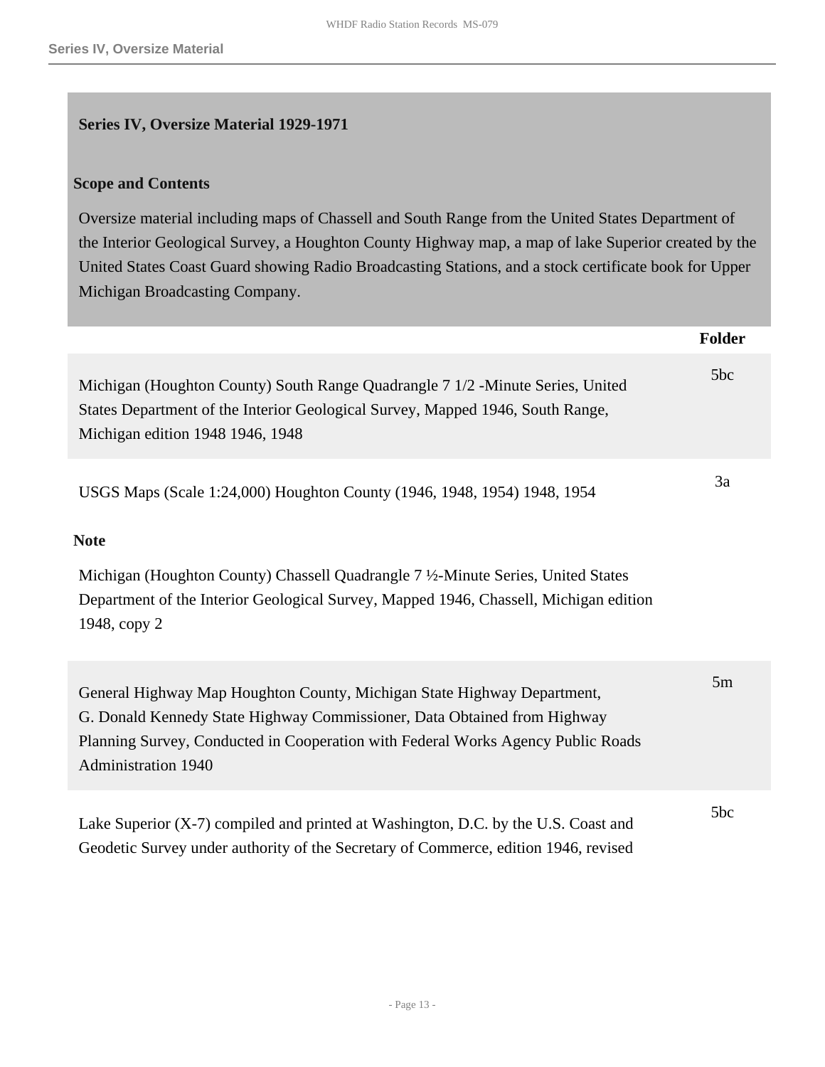## Series IV, Oversize Material 1929-1971

### Scope and Contents

Oversize material including maps of Chassell and South Range from the United States Department of the Interior Geological Survey, a Houghton County Highway map, a map of lake Superior created by the United States Coast Guard showing Radio Broadcasting Stations, and a stock certificate book for Upper Michigan Broadcasting Company.

| | Folder |
|---|---|
| Michigan (Houghton County) South Range Quadrangle 7 1/2 -Minute Series, United States Department of the Interior Geological Survey, Mapped 1946, South Range, Michigan edition 1948 1946, 1948 | 5bc |
| USGS Maps (Scale 1:24,000) Houghton County (1946, 1948, 1954) 1948, 1954 | 3a |

**Note**

Michigan (Houghton County) Chassell Quadrangle 7 ½-Minute Series, United States Department of the Interior Geological Survey, Mapped 1946, Chassell, Michigan edition 1948, copy 2

| | Folder |
|---|---|
| General Highway Map Houghton County, Michigan State Highway Department, G. Donald Kennedy State Highway Commissioner, Data Obtained from Highway Planning Survey, Conducted in Cooperation with Federal Works Agency Public Roads Administration 1940 | 5m |
| Lake Superior (X-7) compiled and printed at Washington, D.C. by the U.S. Coast and Geodetic Survey under authority of the Secretary of Commerce, edition 1946, revised | 5bc |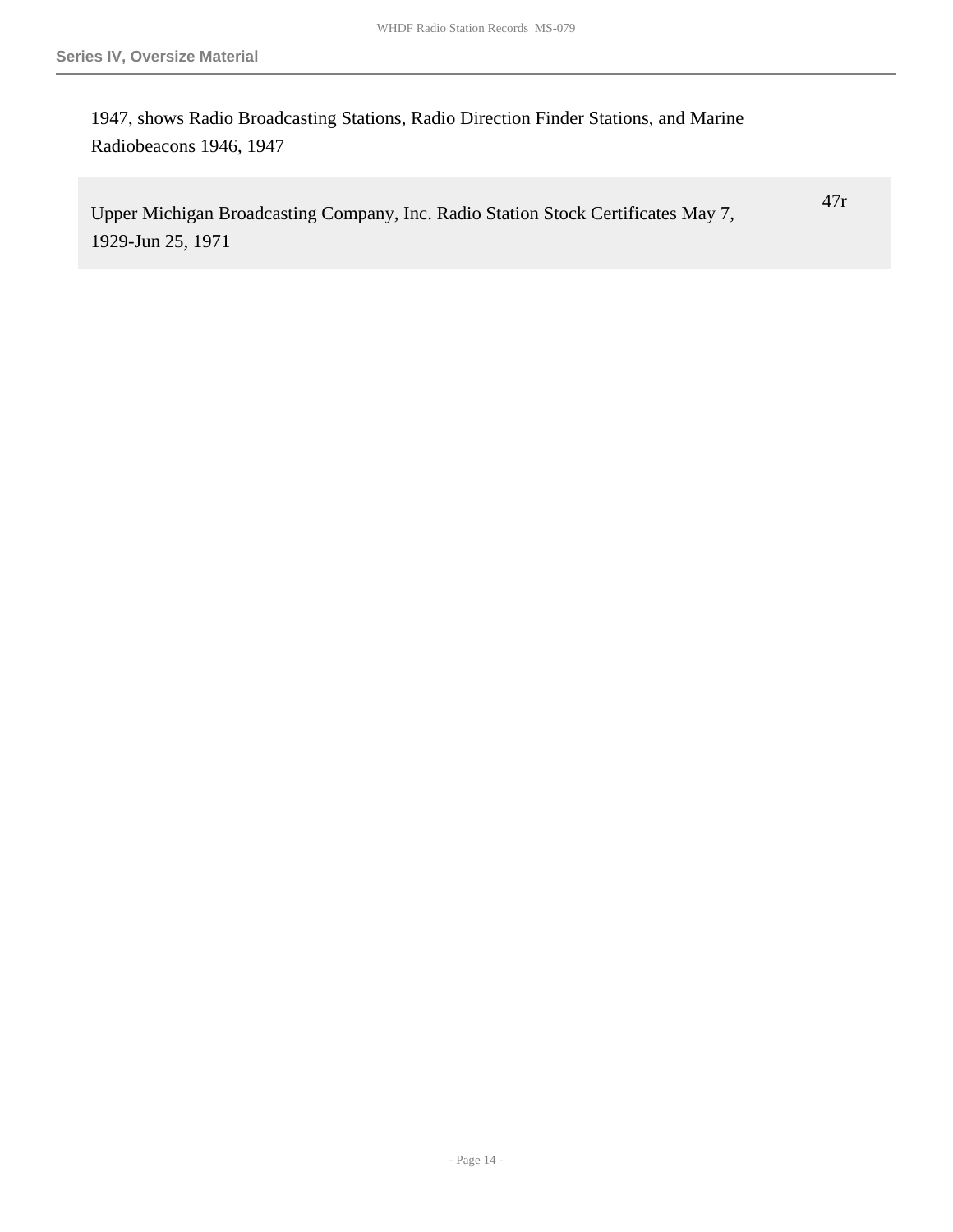## Series IV, Oversize Material

1947, shows Radio Broadcasting Stations, Radio Direction Finder Stations, and Marine Radiobeacons 1946, 1947

| | |
|---|---|
| Upper Michigan Broadcasting Company, Inc. Radio Station Stock Certificates May 7, 1929-Jun 25, 1971 | 47r |